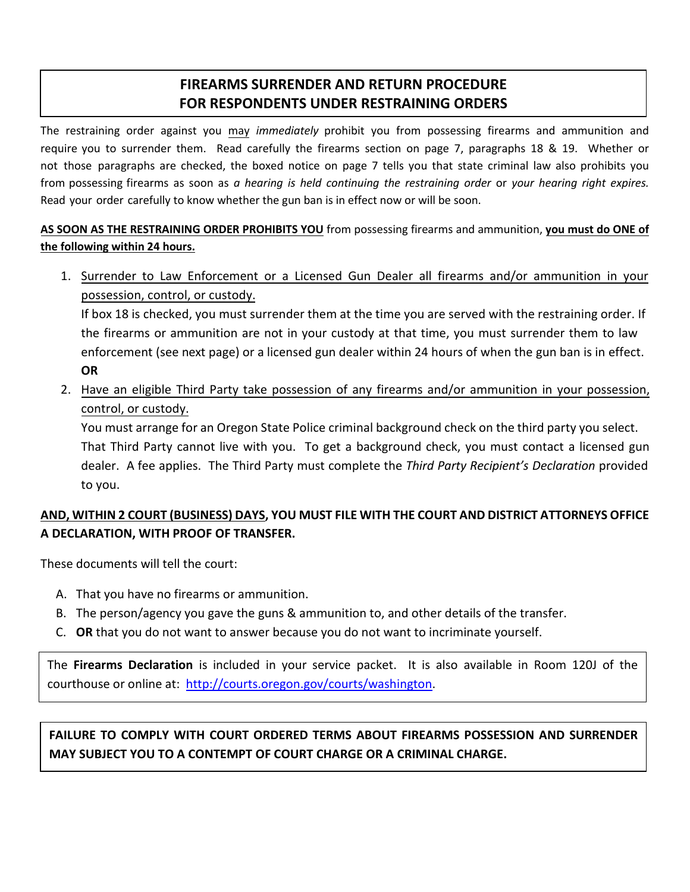# FIREARMS SURRENDER AND RETURN PROCEDURE FOR RESPONDENTS UNDER RESTRAINING ORDERS

The restraining order against you may *immediately* prohibit you from possessing firearms and ammunition and require you to surrender them. Read carefully the firearms section on page 7, paragraphs 18 & 19. Whether or not those paragraphs are checked, the boxed notice on page 7 tells you that state criminal law also prohibits you from possessing firearms as soon as *a hearing is held continuing the restraining order* or *your hearing right expires.* Read your order carefully to know whether the gun ban is in effect now or will be soon.

**AS SOON AS THE RESTRAINING ORDER PROHIBITS YOU** from possessing firearms and ammunition, **you must do ONE of the following within 24 hours.**

1. Surrender to Law Enforcement or a Licensed Gun Dealer all firearms and/or ammunition in your possession, control, or custody.
   If box 18 is checked, you must surrender them at the time you are served with the restraining order. If the firearms or ammunition are not in your custody at that time, you must surrender them to law enforcement (see next page) or a licensed gun dealer within 24 hours of when the gun ban is in effect.
   **OR**
2. Have an eligible Third Party take possession of any firearms and/or ammunition in your possession, control, or custody.
   You must arrange for an Oregon State Police criminal background check on the third party you select. That Third Party cannot live with you. To get a background check, you must contact a licensed gun dealer. A fee applies. The Third Party must complete the *Third Party Recipient's Declaration* provided to you.

**AND, WITHIN 2 COURT (BUSINESS) DAYS, YOU MUST FILE WITH THE COURT AND DISTRICT ATTORNEYS OFFICE A DECLARATION, WITH PROOF OF TRANSFER.**

These documents will tell the court:

A. That you have no firearms or ammunition.
B. The person/agency you gave the guns & ammunition to, and other details of the transfer.
C. **OR** that you do not want to answer because you do not want to incriminate yourself.

The **Firearms Declaration** is included in your service packet. It is also available in Room 120J of the courthouse or online at: http://courts.oregon.gov/courts/washington.

**FAILURE TO COMPLY WITH COURT ORDERED TERMS ABOUT FIREARMS POSSESSION AND SURRENDER MAY SUBJECT YOU TO A CONTEMPT OF COURT CHARGE OR A CRIMINAL CHARGE.**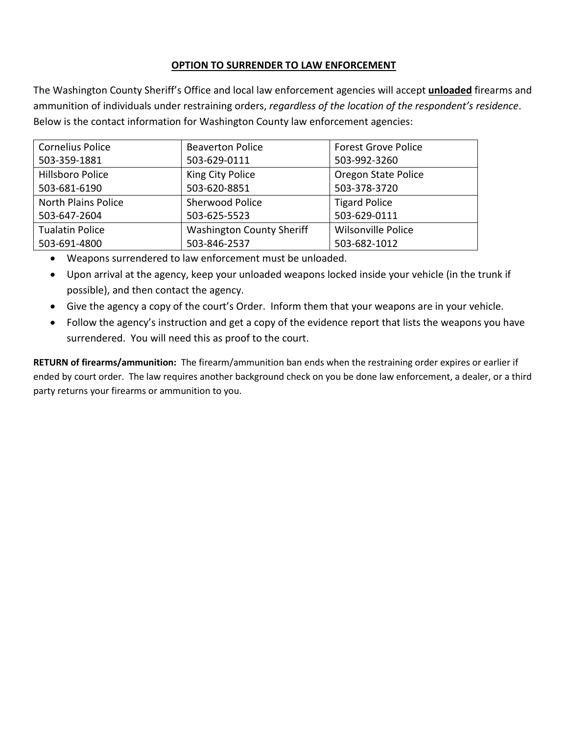**<u>OPTION TO SURRENDER TO LAW ENFORCEMENT</u>**

The Washington County Sheriff's Office and local law enforcement agencies will accept **<u>unloaded</u>** firearms and ammunition of individuals under restraining orders, *regardless of the location of the respondent's residence*. Below is the contact information for Washington County law enforcement agencies:

| | | |
|---|---|---|
| Cornelius Police<br>503-359-1881 | Beaverton Police<br>503-629-0111 | Forest Grove Police<br>503-992-3260 |
| Hillsboro Police<br>503-681-6190 | King City Police<br>503-620-8851 | Oregon State Police<br>503-378-3720 |
| North Plains Police<br>503-647-2604 | Sherwood Police<br>503-625-5523 | Tigard Police<br>503-629-0111 |
| Tualatin Police<br>503-691-4800 | Washington County Sheriff<br>503-846-2537 | Wilsonville Police<br>503-682-1012 |

- Weapons surrendered to law enforcement must be unloaded.
- Upon arrival at the agency, keep your unloaded weapons locked inside your vehicle (in the trunk if possible), and then contact the agency.
- Give the agency a copy of the court's Order. Inform them that your weapons are in your vehicle.
- Follow the agency's instruction and get a copy of the evidence report that lists the weapons you have surrendered. You will need this as proof to the court.

**RETURN of firearms/ammunition:** The firearm/ammunition ban ends when the restraining order expires or earlier if ended by court order. The law requires another background check on you be done law enforcement, a dealer, or a third party returns your firearms or ammunition to you.